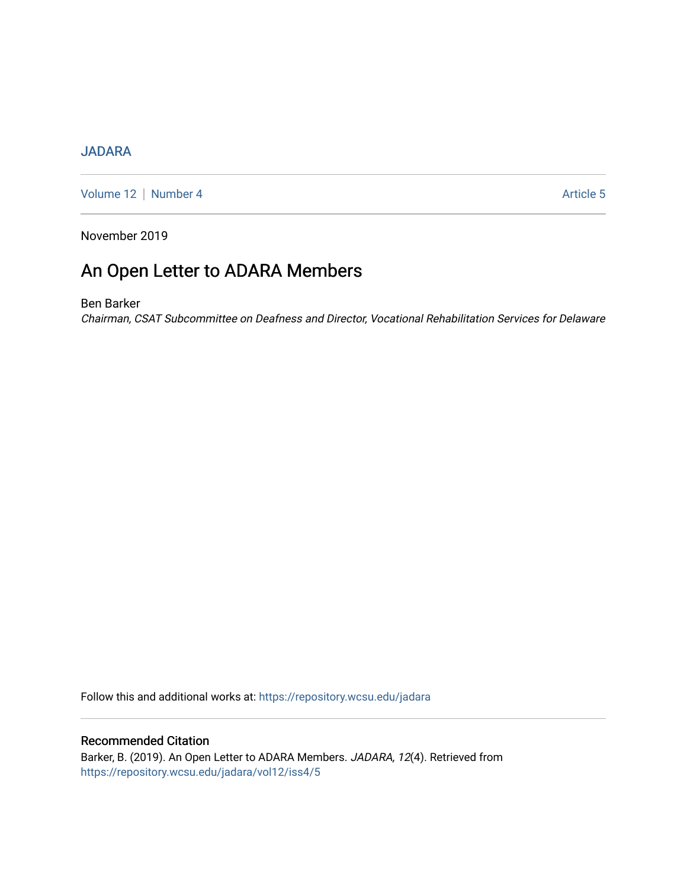JADARA

Volume 12 | Number 4 Article 5

November 2019

# An Open Letter to ADARA Members

Ben Barker

*Chairman, CSAT Subcommittee on Deafness and Director, Vocational Rehabilitation Services for Delaware*

Follow this and additional works at: https://repository.wcsu.edu/jadara

## Recommended Citation

Barker, B. (2019). An Open Letter to ADARA Members. *JADARA, 12*(4). Retrieved from https://repository.wcsu.edu/jadara/vol12/iss4/5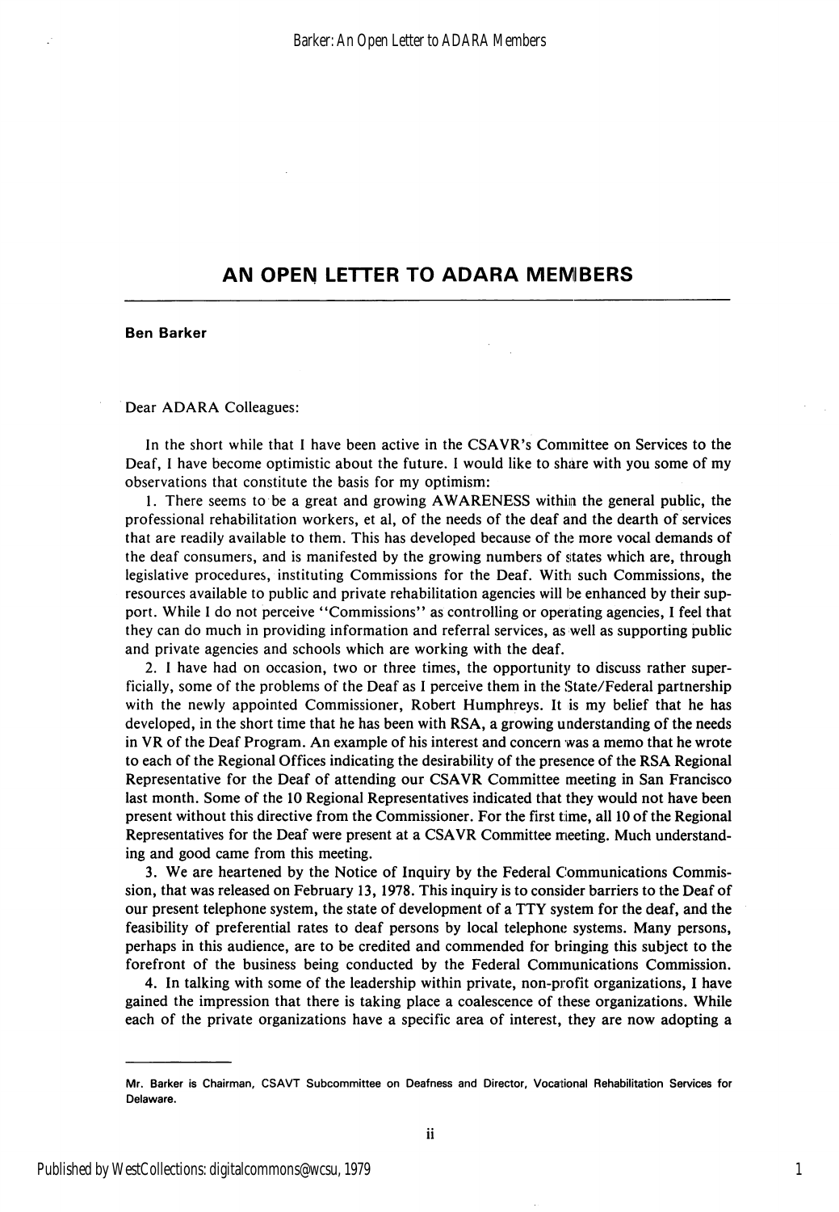## AN OPEN LETTER TO ADARA MEMBERS

**Ben Barker**

Dear ADARA Colleagues:

In the short while that I have been active in the CSAVR's Committee on Services to the Deaf, I have become optimistic about the future. I would like to share with you some of my observations that constitute the basis for my optimism:

1. There seems to be a great and growing AWARENESS within the general public, the professional rehabilitation workers, et al, of the needs of the deaf and the dearth of services that are readily available to them. This has developed because of the more vocal demands of the deaf consumers, and is manifested by the growing numbers of states which are, through legislative procedures, instituting Commissions for the Deaf. With such Commissions, the resources available to public and private rehabilitation agencies will be enhanced by their support. While I do not perceive "Commissions" as controlling or operating agencies, I feel that they can do much in providing information and referral services, as well as supporting public and private agencies and schools which are working with the deaf.

2. I have had on occasion, two or three times, the opportunity to discuss rather superficially, some of the problems of the Deaf as I perceive them in the State/Federal partnership with the newly appointed Commissioner, Robert Humphreys. It is my belief that he has developed, in the short time that he has been with RSA, a growing understanding of the needs in VR of the Deaf Program. An example of his interest and concern was a memo that he wrote to each of the Regional Offices indicating the desirability of the presence of the RSA Regional Representative for the Deaf of attending our CSAVR Committee meeting in San Francisco last month. Some of the 10 Regional Representatives indicated that they would not have been present without this directive from the Commissioner. For the first time, all 10 of the Regional Representatives for the Deaf were present at a CSAVR Committee meeting. Much understanding and good came from this meeting.

3. We are heartened by the Notice of Inquiry by the Federal Communications Commission, that was released on February 13, 1978. This inquiry is to consider barriers to the Deaf of our present telephone system, the state of development of a TTY system for the deaf, and the feasibility of preferential rates to deaf persons by local telephone systems. Many persons, perhaps in this audience, are to be credited and commended for bringing this subject to the forefront of the business being conducted by the Federal Communications Commission.

4. In talking with some of the leadership within private, non-profit organizations, I have gained the impression that there is taking place a coalescence of these organizations. While each of the private organizations have a specific area of interest, they are now adopting a

---

Mr. Barker is Chairman, CSAVT Subcommittee on Deafness and Director, Vocational Rehabilitation Services for Delaware.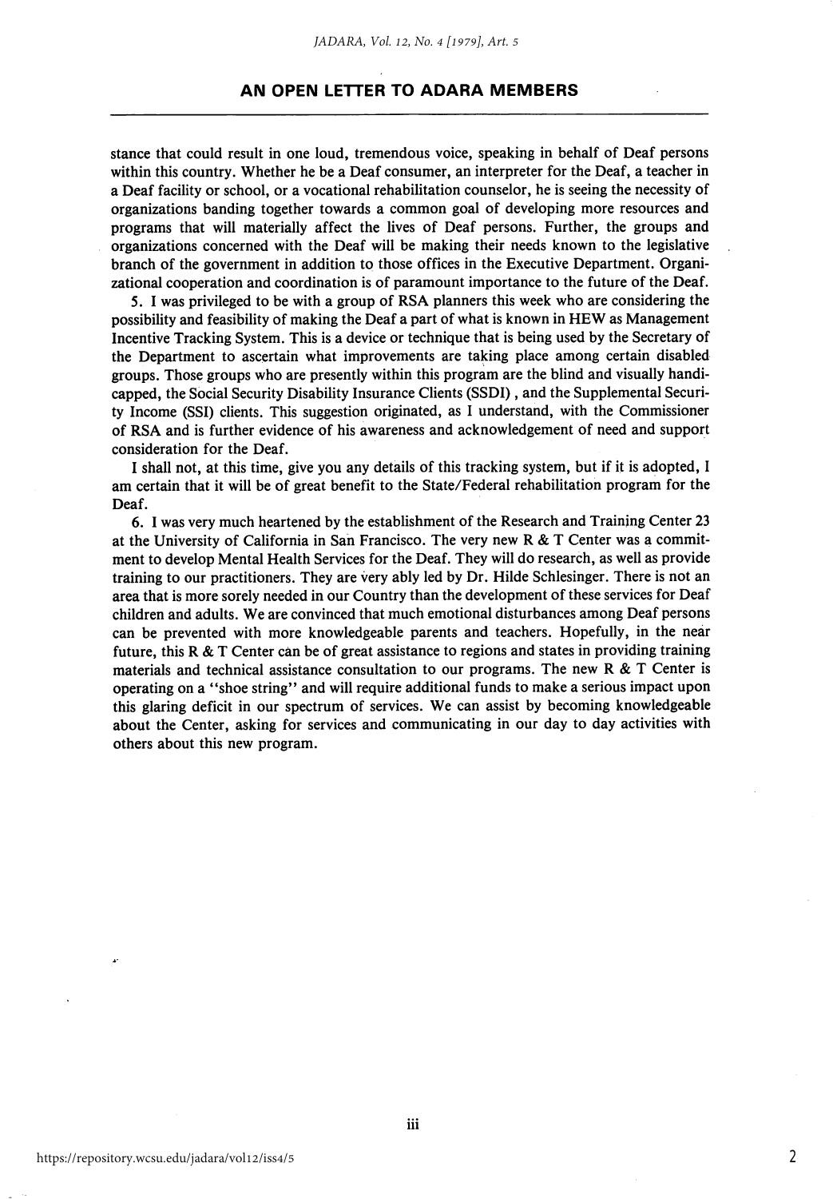## AN OPEN LETTER TO ADARA MEMBERS

stance that could result in one loud, tremendous voice, speaking in behalf of Deaf persons within this country. Whether he be a Deaf consumer, an interpreter for the Deaf, a teacher in a Deaf facility or school, or a vocational rehabilitation counselor, he is seeing the necessity of organizations banding together towards a common goal of developing more resources and programs that will materially affect the lives of Deaf persons. Further, the groups and organizations concerned with the Deaf will be making their needs known to the legislative branch of the government in addition to those offices in the Executive Department. Organizational cooperation and coordination is of paramount importance to the future of the Deaf.

5. I was privileged to be with a group of RSA planners this week who are considering the possibility and feasibility of making the Deaf a part of what is known in HEW as Management Incentive Tracking System. This is a device or technique that is being used by the Secretary of the Department to ascertain what improvements are taking place among certain disabled groups. Those groups who are presently within this program are the blind and visually handicapped, the Social Security Disability Insurance Clients (SSDI), and the Supplemental Security Income (SSI) clients. This suggestion originated, as I understand, with the Commissioner of RSA and is further evidence of his awareness and acknowledgement of need and support consideration for the Deaf.

I shall not, at this time, give you any details of this tracking system, but if it is adopted, I am certain that it will be of great benefit to the State/Federal rehabilitation program for the Deaf.

6. I was very much heartened by the establishment of the Research and Training Center 23 at the University of California in San Francisco. The very new R & T Center was a commitment to develop Mental Health Services for the Deaf. They will do research, as well as provide training to our practitioners. They are very ably led by Dr. Hilde Schlesinger. There is not an area that is more sorely needed in our Country than the development of these services for Deaf children and adults. We are convinced that much emotional disturbances among Deaf persons can be prevented with more knowledgeable parents and teachers. Hopefully, in the near future, this R & T Center can be of great assistance to regions and states in providing training materials and technical assistance consultation to our programs. The new R & T Center is operating on a "shoe string" and will require additional funds to make a serious impact upon this glaring deficit in our spectrum of services. We can assist by becoming knowledgeable about the Center, asking for services and communicating in our day to day activities with others about this new program.